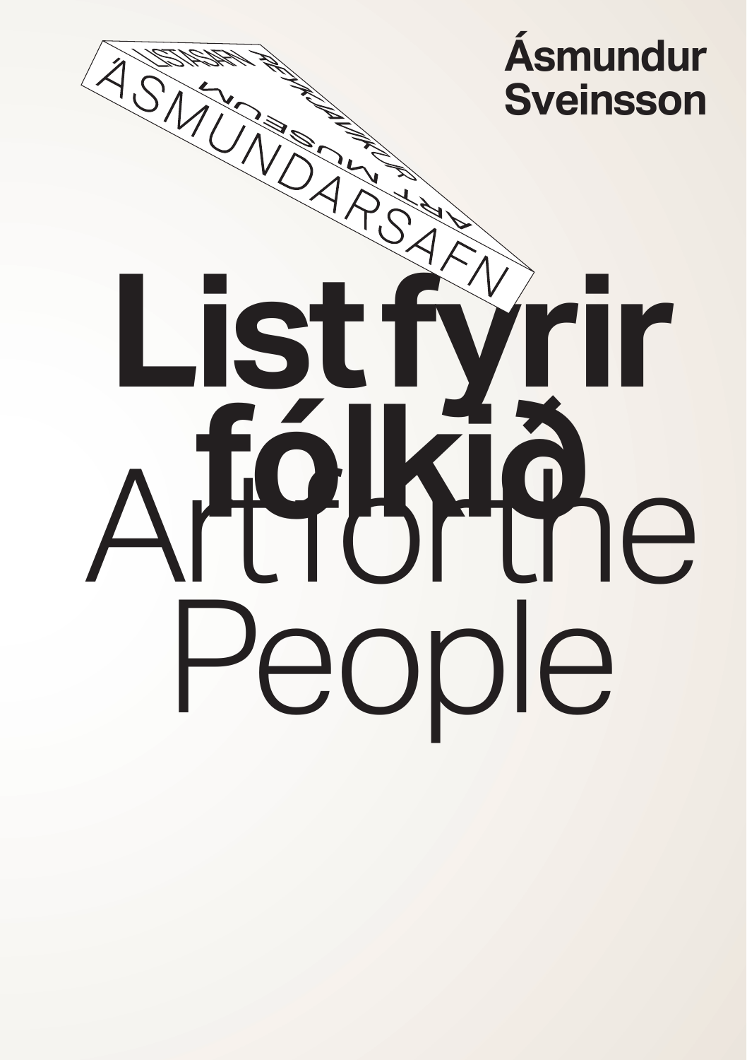**Ásmundur Sveinsson**

LISTASAFN REYKJAVÍKUR
ART MUSEUM
ÁSMUNDARSAFN

# List fyrir fólkið

# Art for the People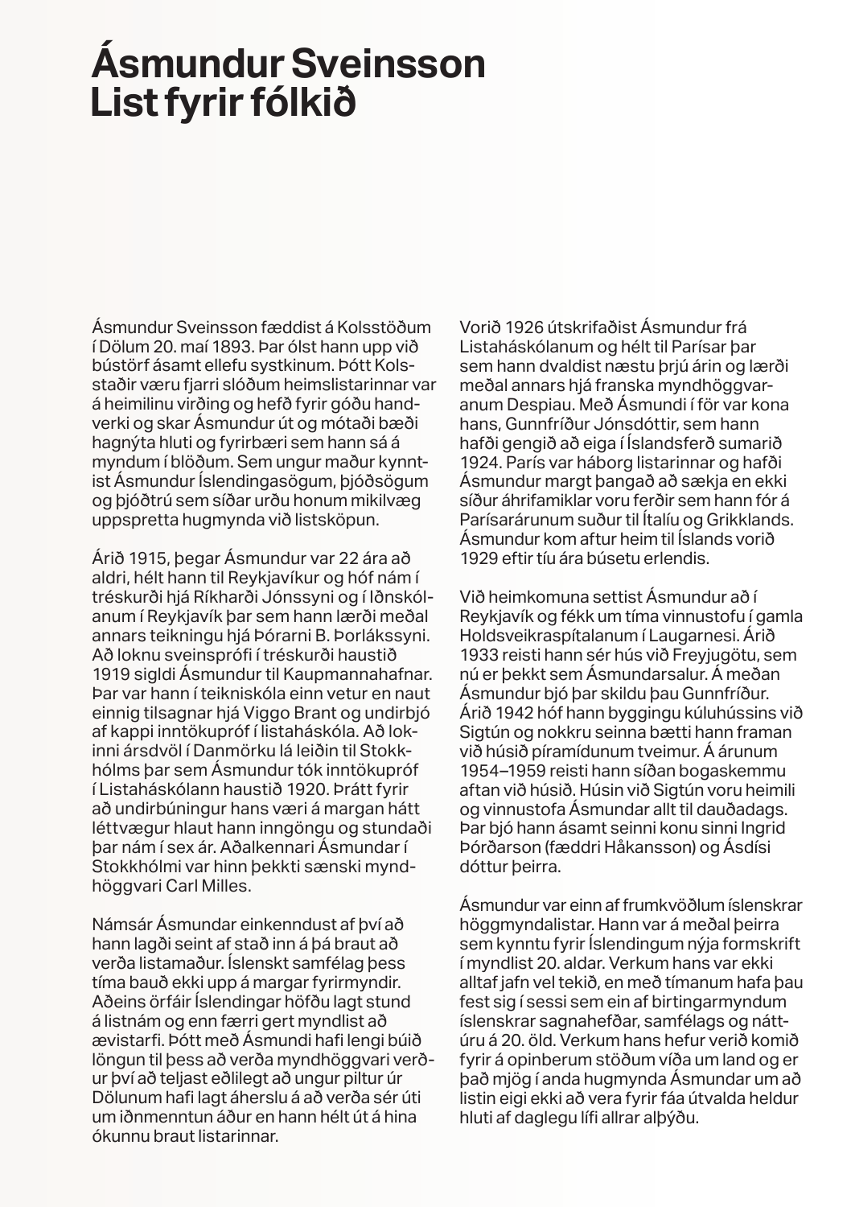# Ásmundur Sveinsson
# List fyrir fólkið

Ásmundur Sveinsson fæddist á Kolsstöðum í Dölum 20. maí 1893. Þar ólst hann upp við bústörf ásamt ellefu systkinum. Þótt Kolsstaðir væru fjarri slóðum heimslistarinnar var á heimilinu virðing og hefð fyrir góðu handverki og skar Ásmundur út og mótaði bæði hagnýta hluti og fyrirbæri sem hann sá á myndum í blöðum. Sem ungur maður kynntist Ásmundur Íslendingasögum, þjóðsögum og þjóðtrú sem síðar urðu honum mikilvæg uppspretta hugmynda við listsköpun.

Árið 1915, þegar Ásmundur var 22 ára að aldri, hélt hann til Reykjavíkur og hóf nám í tréskurði hjá Ríkharði Jónssyni og í Iðnskólanum í Reykjavík þar sem hann lærði meðal annars teikningu hjá Þórarni B. Þorlákssyni. Að loknu sveinsprófi í tréskurði haustið 1919 sigldi Ásmundur til Kaupmannahafnar. Þar var hann í teikniskóla einn vetur en naut einnig tilsagnar hjá Viggo Brant og undirbjó af kappi inntökupróf í listaháskóla. Að lokinni ársdvöl í Danmörku lá leiðin til Stokkhólms þar sem Ásmundur tók inntökupróf í Listaháskólann haustið 1920. Þrátt fyrir að undirbúningur hans væri á margan hátt léttvægur hlaut hann inngöngu og stundaði þar nám í sex ár. Aðalkennari Ásmundar í Stokkhólmi var hinn þekkti sænski myndhöggvari Carl Milles.

Námsár Ásmundar einkenndust af því að hann lagði seint af stað inn á þá braut að verða listamaður. Íslenskt samfélag þess tíma bauð ekki upp á margar fyrirmyndir. Aðeins örfáir Íslendingar höfðu lagt stund á listnám og enn færri gert myndlist að ævistarfi. Þótt með Ásmundi hafi lengi búið löngun til þess að verða myndhöggvari verður því að teljast eðlilegt að ungur piltur úr Dölunum hafi lagt áherslu á að verða sér úti um iðnmenntun áður en hann hélt út á hina ókunnu braut listarinnar.

Vorið 1926 útskrifaðist Ásmundur frá Listaháskólanum og hélt til Parísar þar sem hann dvaldist næstu þrjú árin og lærði meðal annars hjá franska myndhöggvaranum Despiau. Með Ásmundi í för var kona hans, Gunnfríður Jónsdóttir, sem hann hafði gengið að eiga í Íslandsferð sumarið 1924. París var háborg listarinnar og hafði Ásmundur margt þangað að sækja en ekki síður áhrifamiklar voru ferðir sem hann fór á Parísarárunum suður til Ítalíu og Grikklands. Ásmundur kom aftur heim til Íslands vorið 1929 eftir tíu ára búsetu erlendis.

Við heimkomuna settist Ásmundur að í Reykjavík og fékk um tíma vinnustofu í gamla Holdsveikraspítalanum í Laugarnesi. Árið 1933 reisti hann sér hús við Freyjugötu, sem nú er þekkt sem Ásmundarsalur. Á meðan Ásmundur bjó þar skildu þau Gunnfríður. Árið 1942 hóf hann byggingu kúluhússins við Sigtún og nokkru seinna bætti hann framan við húsið píramídunum tveimur. Á árunum 1954–1959 reisti hann síðan bogaskemmu aftan við húsið. Húsin við Sigtún voru heimili og vinnustofa Ásmundar allt til dauðadags. Þar bjó hann ásamt seinni konu sinni Ingrid Þórðarson (fæddri Håkansson) og Ásdísi dóttur þeirra.

Ásmundur var einn af frumkvöðlum íslenskrar höggmyndalistar. Hann var á meðal þeirra sem kynntu fyrir Íslendingum nýja formskrift í myndlist 20. aldar. Verkum hans var ekki alltaf jafn vel tekið, en með tímanum hafa þau fest sig í sessi sem ein af birtingarmyndum íslenskrar sagnahefðar, samfélags og náttúru á 20. öld. Verkum hans hefur verið komið fyrir á opinberum stöðum víða um land og er það mjög í anda hugmynda Ásmundar um að listin eigi ekki að vera fyrir fáa útvalda heldur hluti af daglegu lífi allrar alþýðu.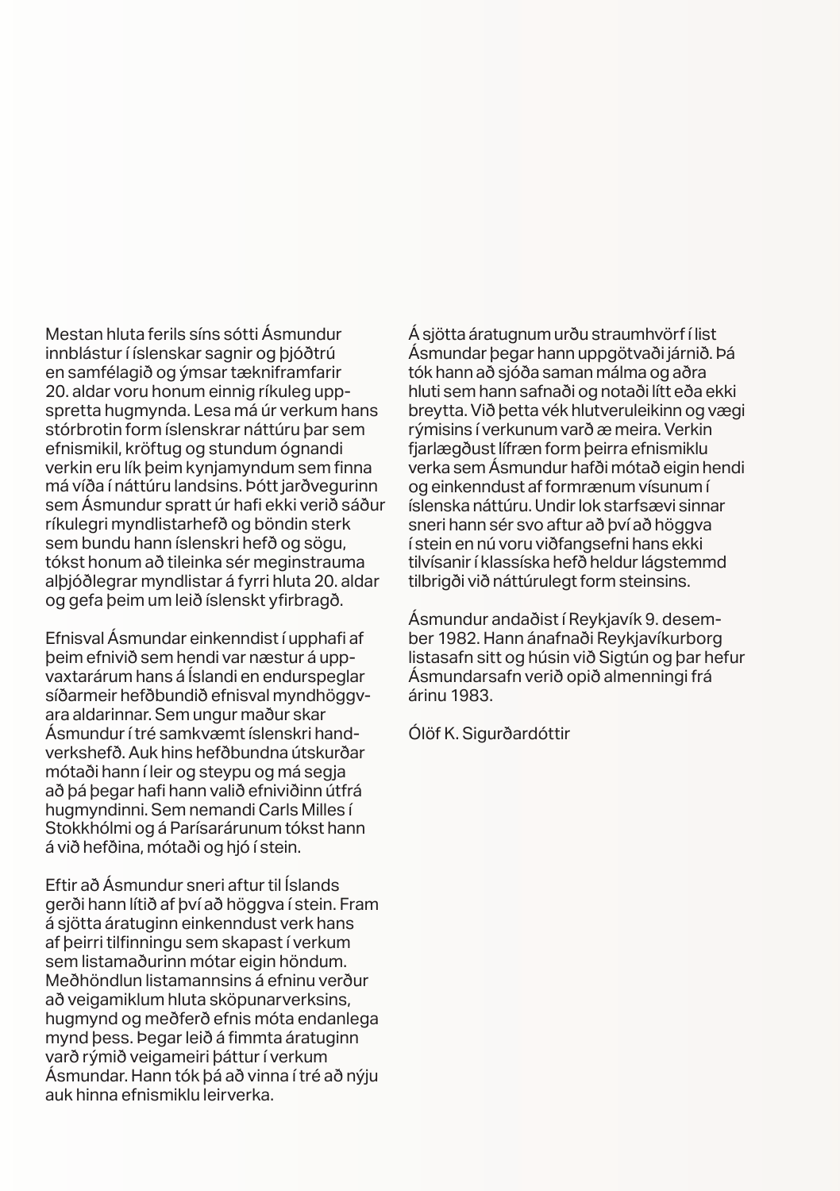Mestan hluta ferils síns sótti Ásmundur innblástur í íslenskar sagnir og þjóðtrú en samfélagið og ýmsar tækniframfarir 20. aldar voru honum einnig ríkuleg uppspretta hugmynda. Lesa má úr verkum hans stórbrotin form íslenskrar náttúru þar sem efnismikil, kröftug og stundum ógnandi verkin eru lík þeim kynjamyndum sem finna má víða í náttúru landsins. Þótt jarðvegurinn sem Ásmundur spratt úr hafi ekki verið sáður ríkulegri myndlistarhefð og böndin sterk sem bundu hann íslenskri hefð og sögu, tókst honum að tileinka sér meginstrauma alþjóðlegrar myndlistar á fyrri hluta 20. aldar og gefa þeim um leið íslenskt yfirbragð.

Efnisval Ásmundar einkenndist í upphafi af þeim efnivið sem hendi var næstur á uppvaxtarárum hans á Íslandi en endurspeglar síðarmeir hefðbundið efnisval myndhöggvara aldarinnar. Sem ungur maður skar Ásmundur í tré samkvæmt íslenskri handverkshefð. Auk hins hefðbundna útskurðar mótaði hann í leir og steypu og má segja að þá þegar hafi hann valið efniviðinn útfrá hugmyndinni. Sem nemandi Carls Milles í Stokkhólmi og á Parísarárunum tókst hann á við hefðina, mótaði og hjó í stein.

Eftir að Ásmundur sneri aftur til Íslands gerði hann lítið af því að höggva í stein. Fram á sjötta áratuginn einkenndust verk hans af þeirri tilfinningu sem skapast í verkum sem listamaðurinn mótar eigin höndum. Meðhöndlun listamannsins á efninu verður að veigamiklum hluta sköpunarverksins, hugmynd og meðferð efnis móta endanlega mynd þess. Þegar leið á fimmta áratuginn varð rýmið veigameiri þáttur í verkum Ásmundar. Hann tók þá að vinna í tré að nýju auk hinna efnismiklu leirverka.

Á sjötta áratugnum urðu straumhvörf í list Ásmundar þegar hann uppgötvaði járnið. Þá tók hann að sjóða saman málma og aðra hluti sem hann safnaði og notaði lítt eða ekki breytta. Við þetta vék hlutveruleikinn og vægi rýmisins í verkunum varð æ meira. Verkin fjarlægðust lífræn form þeirra efnismiklu verka sem Ásmundur hafði mótað eigin hendi og einkenndust af formrænum vísunum í íslenska náttúru. Undir lok starfsævi sinnar sneri hann sér svo aftur að því að höggva í stein en nú voru viðfangsefni hans ekki tilvísanir í klassíska hefð heldur lágstemmd tilbrigði við náttúrulegt form steinsins.

Ásmundur andaðist í Reykjavík 9. desember 1982. Hann ánafnaði Reykjavíkurborg listasafn sitt og húsin við Sigtún og þar hefur Ásmundarsafn verið opið almenningi frá árinu 1983.

Ólöf K. Sigurðardóttir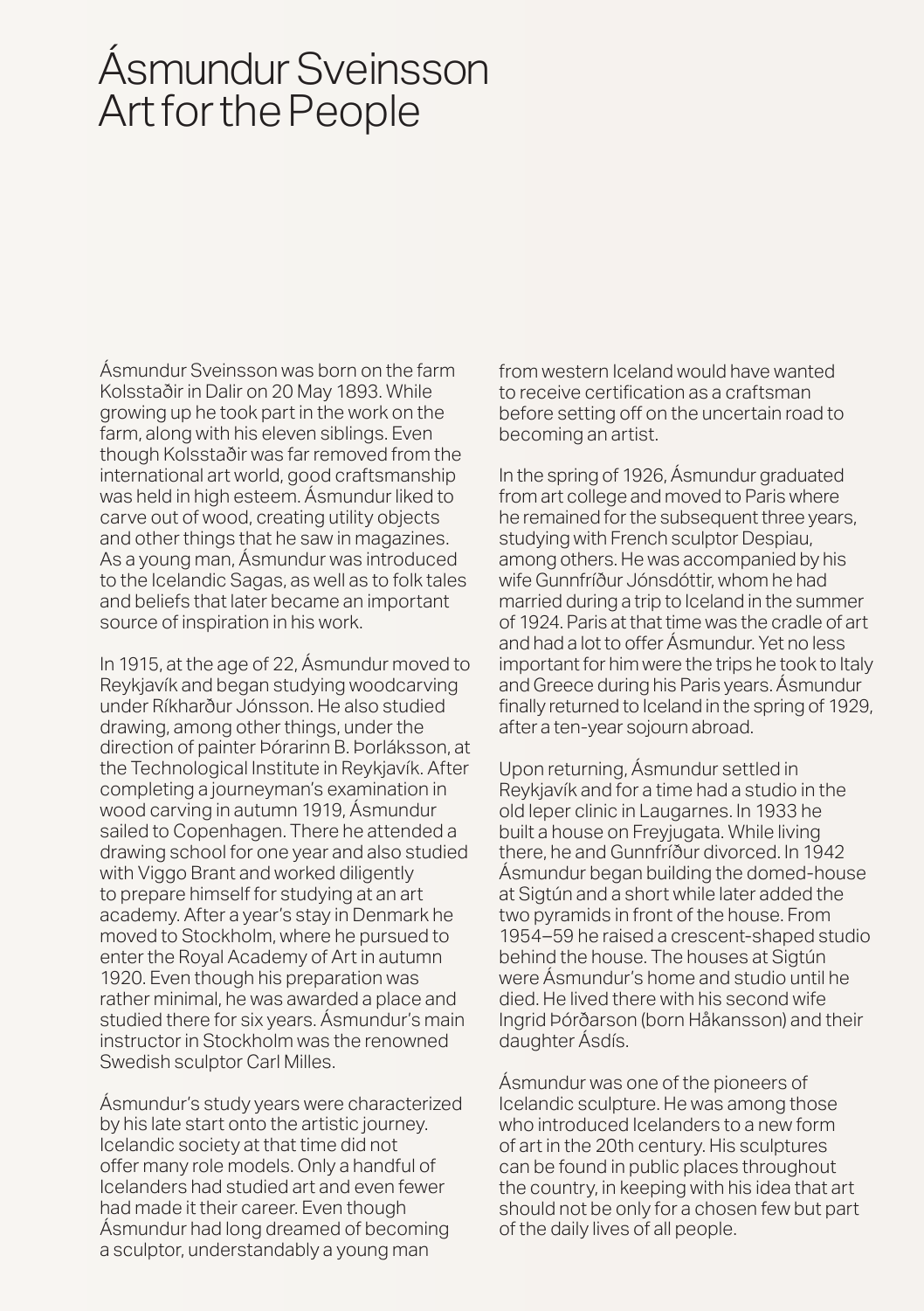# Ásmundur Sveinsson
# Art for the People

Ásmundur Sveinsson was born on the farm Kolsstaðir in Dalir on 20 May 1893. While growing up he took part in the work on the farm, along with his eleven siblings. Even though Kolsstaðir was far removed from the international art world, good craftsmanship was held in high esteem. Ásmundur liked to carve out of wood, creating utility objects and other things that he saw in magazines. As a young man, Ásmundur was introduced to the Icelandic Sagas, as well as to folk tales and beliefs that later became an important source of inspiration in his work.

In 1915, at the age of 22, Ásmundur moved to Reykjavík and began studying woodcarving under Ríkharður Jónsson. He also studied drawing, among other things, under the direction of painter Þórarinn B. Þorláksson, at the Technological Institute in Reykjavík. After completing a journeyman's examination in wood carving in autumn 1919, Ásmundur sailed to Copenhagen. There he attended a drawing school for one year and also studied with Viggo Brant and worked diligently to prepare himself for studying at an art academy. After a year's stay in Denmark he moved to Stockholm, where he pursued to enter the Royal Academy of Art in autumn 1920. Even though his preparation was rather minimal, he was awarded a place and studied there for six years. Ásmundur's main instructor in Stockholm was the renowned Swedish sculptor Carl Milles.

Ásmundur's study years were characterized by his late start onto the artistic journey. Icelandic society at that time did not offer many role models. Only a handful of Icelanders had studied art and even fewer had made it their career. Even though Ásmundur had long dreamed of becoming a sculptor, understandably a young man from western Iceland would have wanted to receive certification as a craftsman before setting off on the uncertain road to becoming an artist.

In the spring of 1926, Ásmundur graduated from art college and moved to Paris where he remained for the subsequent three years, studying with French sculptor Despiau, among others. He was accompanied by his wife Gunnfríður Jónsdóttir, whom he had married during a trip to Iceland in the summer of 1924. Paris at that time was the cradle of art and had a lot to offer Ásmundur. Yet no less important for him were the trips he took to Italy and Greece during his Paris years. Ásmundur finally returned to Iceland in the spring of 1929, after a ten-year sojourn abroad.

Upon returning, Ásmundur settled in Reykjavík and for a time had a studio in the old leper clinic in Laugarnes. In 1933 he built a house on Freyjugata. While living there, he and Gunnfríður divorced. In 1942 Ásmundur began building the domed-house at Sigtún and a short while later added the two pyramids in front of the house. From 1954–59 he raised a crescent-shaped studio behind the house. The houses at Sigtún were Ásmundur's home and studio until he died. He lived there with his second wife Ingrid Þórðarson (born Håkansson) and their daughter Ásdís.

Ásmundur was one of the pioneers of Icelandic sculpture. He was among those who introduced Icelanders to a new form of art in the 20th century. His sculptures can be found in public places throughout the country, in keeping with his idea that art should not be only for a chosen few but part of the daily lives of all people.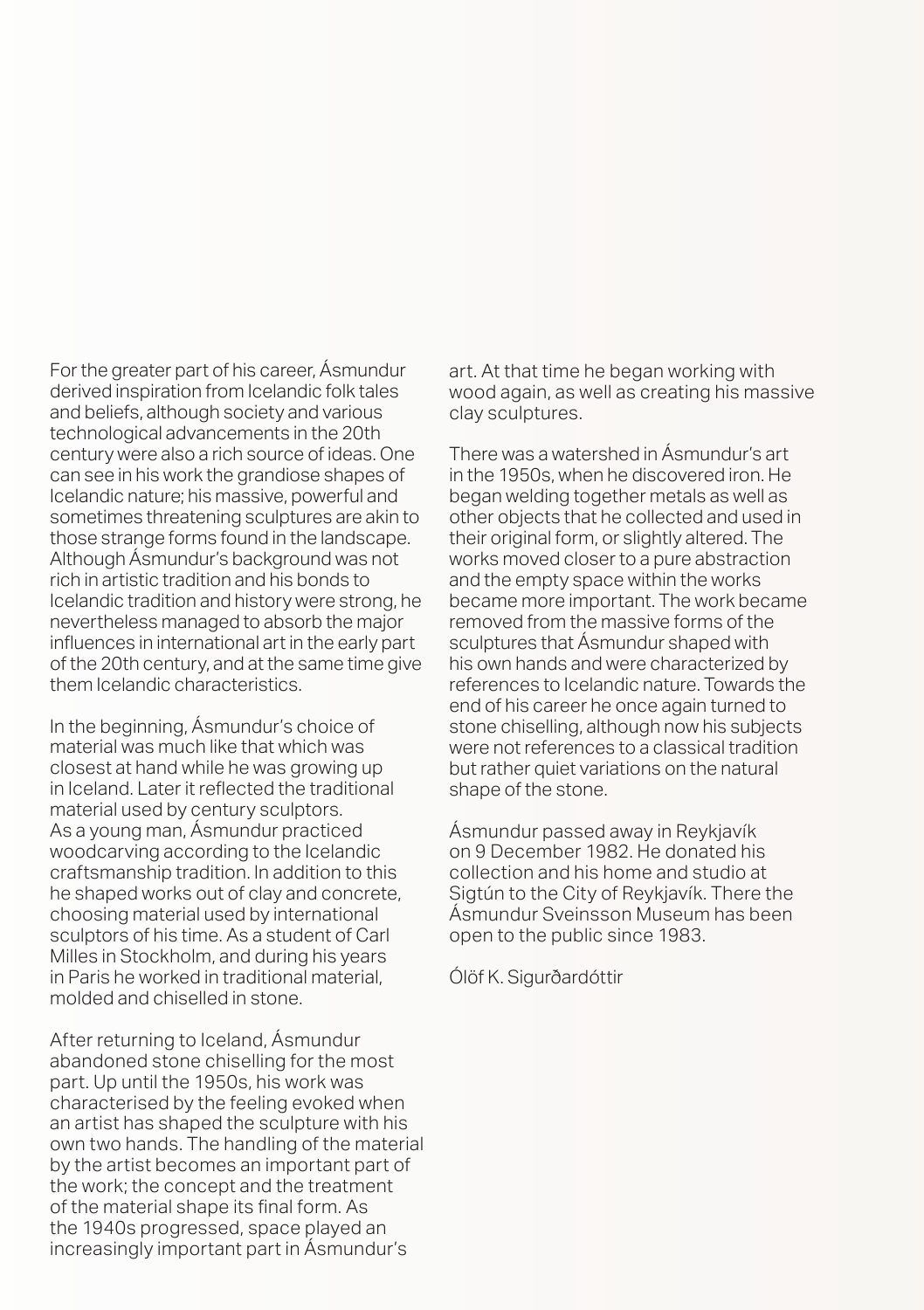For the greater part of his career, Ásmundur derived inspiration from Icelandic folk tales and beliefs, although society and various technological advancements in the 20th century were also a rich source of ideas. One can see in his work the grandiose shapes of Icelandic nature; his massive, powerful and sometimes threatening sculptures are akin to those strange forms found in the landscape. Although Ásmundur's background was not rich in artistic tradition and his bonds to Icelandic tradition and history were strong, he nevertheless managed to absorb the major influences in international art in the early part of the 20th century, and at the same time give them Icelandic characteristics.

In the beginning, Ásmundur's choice of material was much like that which was closest at hand while he was growing up in Iceland. Later it reflected the traditional material used by century sculptors. As a young man, Ásmundur practiced woodcarving according to the Icelandic craftsmanship tradition. In addition to this he shaped works out of clay and concrete, choosing material used by international sculptors of his time. As a student of Carl Milles in Stockholm, and during his years in Paris he worked in traditional material, molded and chiselled in stone.

After returning to Iceland, Ásmundur abandoned stone chiselling for the most part. Up until the 1950s, his work was characterised by the feeling evoked when an artist has shaped the sculpture with his own two hands. The handling of the material by the artist becomes an important part of the work; the concept and the treatment of the material shape its final form. As the 1940s progressed, space played an increasingly important part in Ásmundur's art. At that time he began working with wood again, as well as creating his massive clay sculptures.

There was a watershed in Ásmundur's art in the 1950s, when he discovered iron. He began welding together metals as well as other objects that he collected and used in their original form, or slightly altered. The works moved closer to a pure abstraction and the empty space within the works became more important. The work became removed from the massive forms of the sculptures that Ásmundur shaped with his own hands and were characterized by references to Icelandic nature. Towards the end of his career he once again turned to stone chiselling, although now his subjects were not references to a classical tradition but rather quiet variations on the natural shape of the stone.

Ásmundur passed away in Reykjavík on 9 December 1982. He donated his collection and his home and studio at Sigtún to the City of Reykjavík. There the Ásmundur Sveinsson Museum has been open to the public since 1983.

Ólöf K. Sigurðardóttir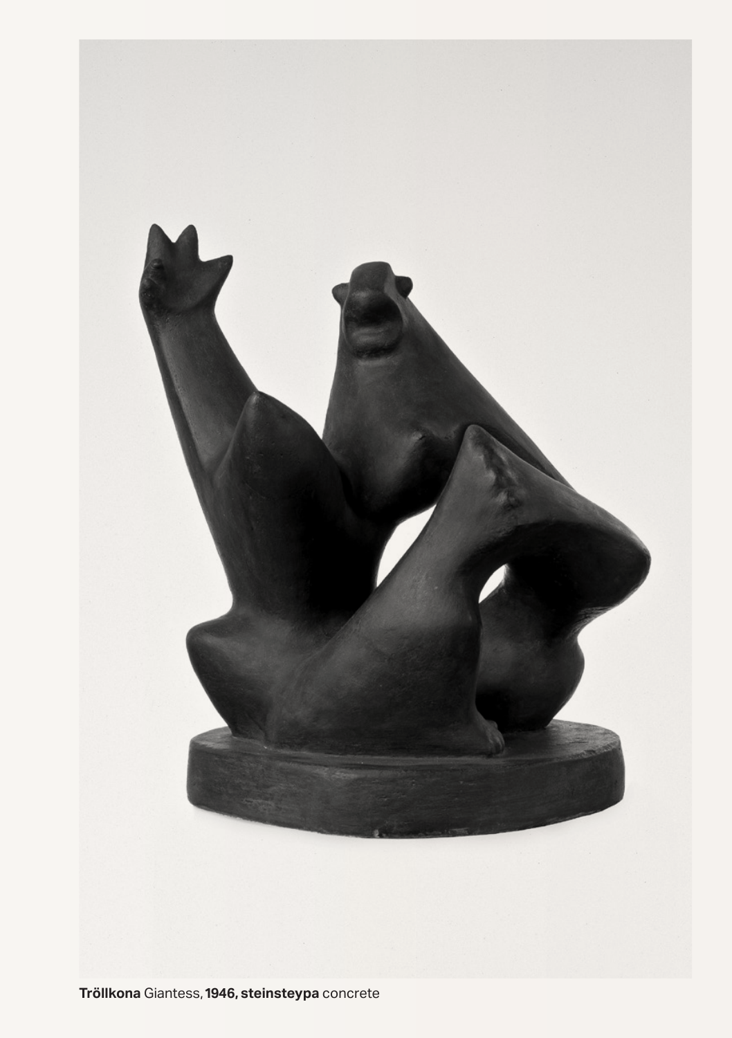**Tröllkona** Giantess, **1946, steinsteypa** concrete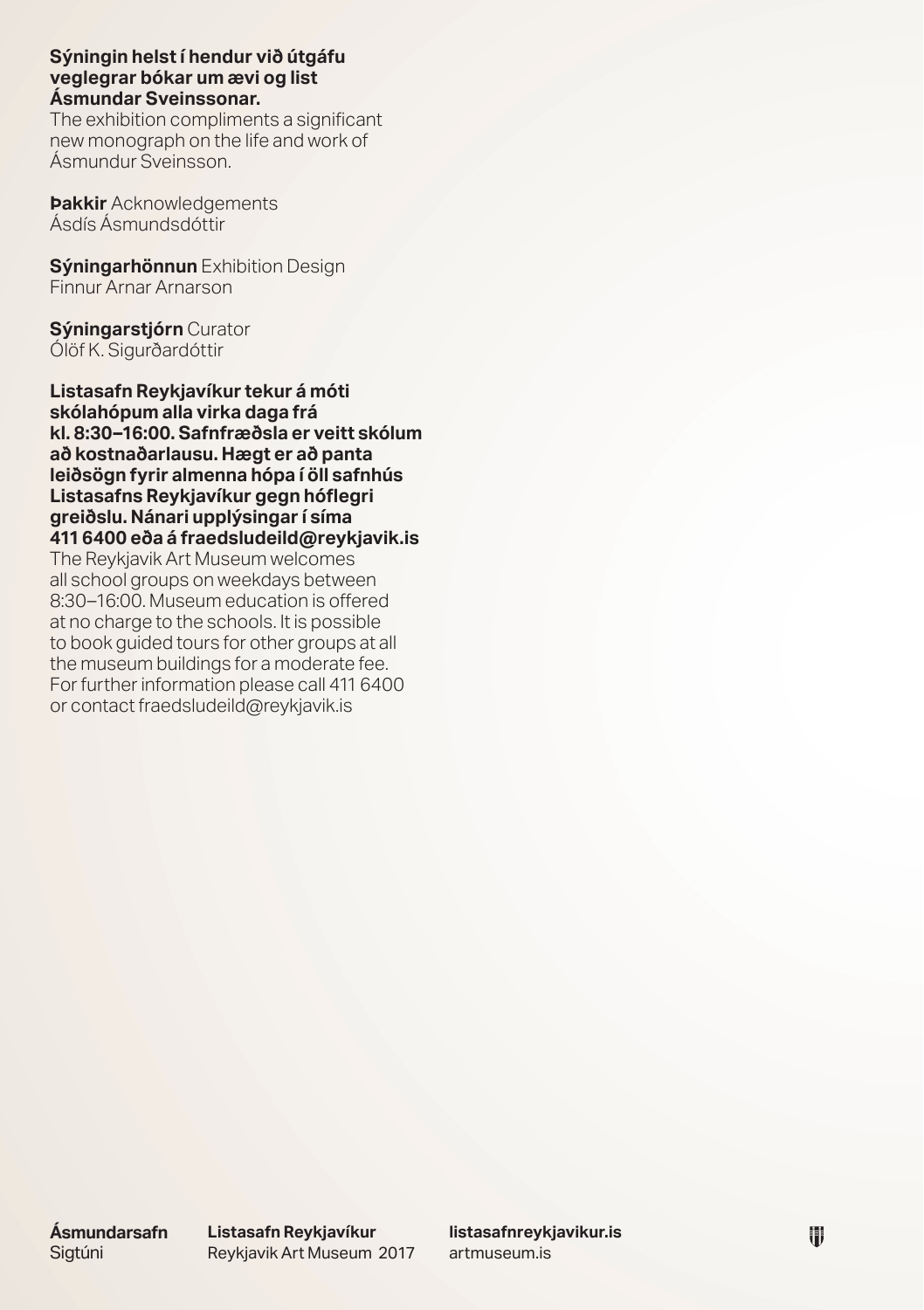**Sýningin helst í hendur við útgáfu veglegrar bókar um ævi og list Ásmundar Sveinssonar.**
The exhibition compliments a significant new monograph on the life and work of Ásmundur Sveinsson.

**Þakkir** Acknowledgements
Ásdís Ásmundsdóttir

**Sýningarhönnun** Exhibition Design
Finnur Arnar Arnarson

**Sýningarstjórn** Curator
Ólöf K. Sigurðardóttir

**Listasafn Reykjavíkur tekur á móti skólahópum alla virka daga frá kl. 8:30–16:00. Safnfræðsla er veitt skólum að kostnaðarlausu. Hægt er að panta leiðsögn fyrir almenna hópa í öll safnhús Listasafns Reykjavíkur gegn hóflegri greiðslu. Nánari upplýsingar í síma 411 6400 eða á fraedsludeild@reykjavik.is**
The Reykjavik Art Museum welcomes all school groups on weekdays between 8:30–16:00. Museum education is offered at no charge to the schools. It is possible to book guided tours for other groups at all the museum buildings for a moderate fee. For further information please call 411 6400 or contact fraedsludeild@reykjavik.is

**Ásmundarsafn**
Sigtúni

**Listasafn Reykjavíkur**
Reykjavik Art Museum 2017

**listasafnreykjavikur.is**
artmuseum.is